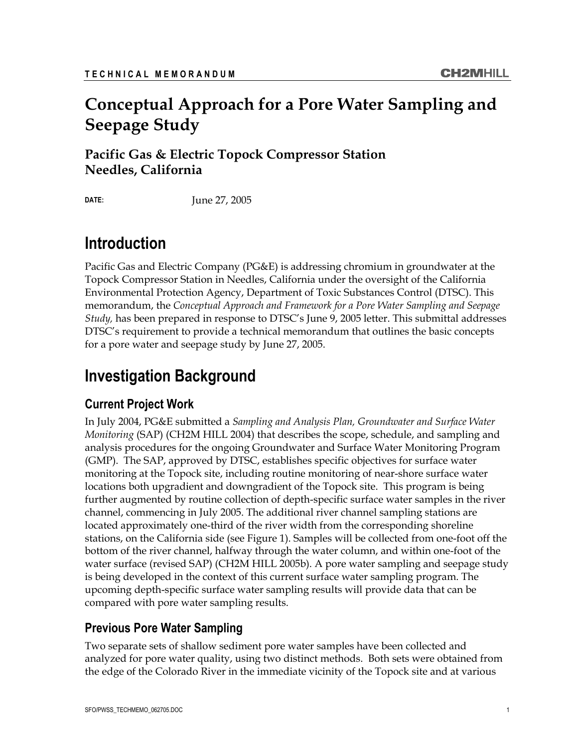**TECHNICAL MEMORANDUM**

# Conceptual Approach for a Pore Water Sampling and Seepage Study

### Pacific Gas & Electric Topock Compressor Station
### Needles, California

**DATE:** June 27, 2005

## Introduction

Pacific Gas and Electric Company (PG&E) is addressing chromium in groundwater at the Topock Compressor Station in Needles, California under the oversight of the California Environmental Protection Agency, Department of Toxic Substances Control (DTSC). This memorandum, the *Conceptual Approach and Framework for a Pore Water Sampling and Seepage Study,* has been prepared in response to DTSC's June 9, 2005 letter. This submittal addresses DTSC's requirement to provide a technical memorandum that outlines the basic concepts for a pore water and seepage study by June 27, 2005.

## Investigation Background

### Current Project Work

In July 2004, PG&E submitted a *Sampling and Analysis Plan, Groundwater and Surface Water Monitoring* (SAP) (CH2M HILL 2004) that describes the scope, schedule, and sampling and analysis procedures for the ongoing Groundwater and Surface Water Monitoring Program (GMP). The SAP, approved by DTSC, establishes specific objectives for surface water monitoring at the Topock site, including routine monitoring of near-shore surface water locations both upgradient and downgradient of the Topock site. This program is being further augmented by routine collection of depth-specific surface water samples in the river channel, commencing in July 2005. The additional river channel sampling stations are located approximately one-third of the river width from the corresponding shoreline stations, on the California side (see Figure 1). Samples will be collected from one-foot off the bottom of the river channel, halfway through the water column, and within one-foot of the water surface (revised SAP) (CH2M HILL 2005b). A pore water sampling and seepage study is being developed in the context of this current surface water sampling program. The upcoming depth-specific surface water sampling results will provide data that can be compared with pore water sampling results.

### Previous Pore Water Sampling

Two separate sets of shallow sediment pore water samples have been collected and analyzed for pore water quality, using two distinct methods. Both sets were obtained from the edge of the Colorado River in the immediate vicinity of the Topock site and at various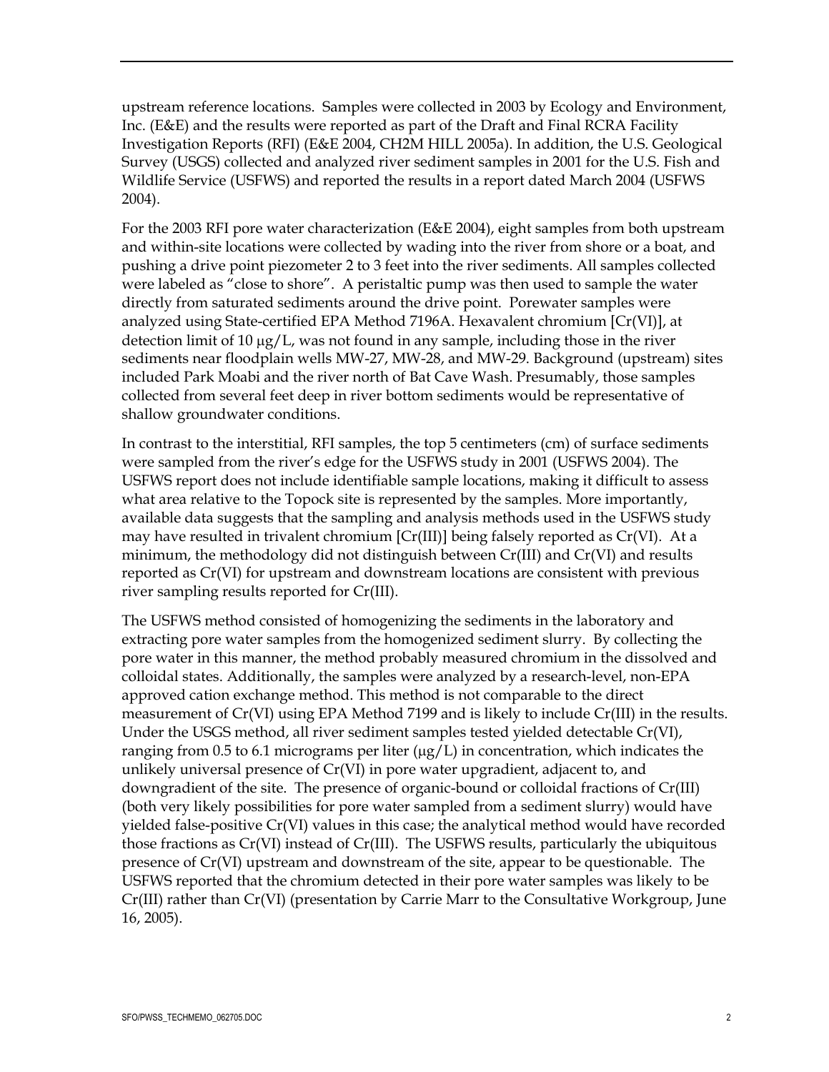upstream reference locations. Samples were collected in 2003 by Ecology and Environment, Inc. (E&E) and the results were reported as part of the Draft and Final RCRA Facility Investigation Reports (RFI) (E&E 2004, CH2M HILL 2005a). In addition, the U.S. Geological Survey (USGS) collected and analyzed river sediment samples in 2001 for the U.S. Fish and Wildlife Service (USFWS) and reported the results in a report dated March 2004 (USFWS 2004).

For the 2003 RFI pore water characterization (E&E 2004), eight samples from both upstream and within-site locations were collected by wading into the river from shore or a boat, and pushing a drive point piezometer 2 to 3 feet into the river sediments. All samples collected were labeled as "close to shore". A peristaltic pump was then used to sample the water directly from saturated sediments around the drive point. Porewater samples were analyzed using State-certified EPA Method 7196A. Hexavalent chromium [Cr(VI)], at detection limit of 10 μg/L, was not found in any sample, including those in the river sediments near floodplain wells MW-27, MW-28, and MW-29. Background (upstream) sites included Park Moabi and the river north of Bat Cave Wash. Presumably, those samples collected from several feet deep in river bottom sediments would be representative of shallow groundwater conditions.

In contrast to the interstitial, RFI samples, the top 5 centimeters (cm) of surface sediments were sampled from the river's edge for the USFWS study in 2001 (USFWS 2004). The USFWS report does not include identifiable sample locations, making it difficult to assess what area relative to the Topock site is represented by the samples. More importantly, available data suggests that the sampling and analysis methods used in the USFWS study may have resulted in trivalent chromium [Cr(III)] being falsely reported as Cr(VI). At a minimum, the methodology did not distinguish between Cr(III) and Cr(VI) and results reported as Cr(VI) for upstream and downstream locations are consistent with previous river sampling results reported for Cr(III).

The USFWS method consisted of homogenizing the sediments in the laboratory and extracting pore water samples from the homogenized sediment slurry. By collecting the pore water in this manner, the method probably measured chromium in the dissolved and colloidal states. Additionally, the samples were analyzed by a research-level, non-EPA approved cation exchange method. This method is not comparable to the direct measurement of Cr(VI) using EPA Method 7199 and is likely to include Cr(III) in the results. Under the USGS method, all river sediment samples tested yielded detectable Cr(VI), ranging from 0.5 to 6.1 micrograms per liter (μg/L) in concentration, which indicates the unlikely universal presence of Cr(VI) in pore water upgradient, adjacent to, and downgradient of the site. The presence of organic-bound or colloidal fractions of Cr(III) (both very likely possibilities for pore water sampled from a sediment slurry) would have yielded false-positive Cr(VI) values in this case; the analytical method would have recorded those fractions as Cr(VI) instead of Cr(III). The USFWS results, particularly the ubiquitous presence of Cr(VI) upstream and downstream of the site, appear to be questionable. The USFWS reported that the chromium detected in their pore water samples was likely to be Cr(III) rather than Cr(VI) (presentation by Carrie Marr to the Consultative Workgroup, June 16, 2005).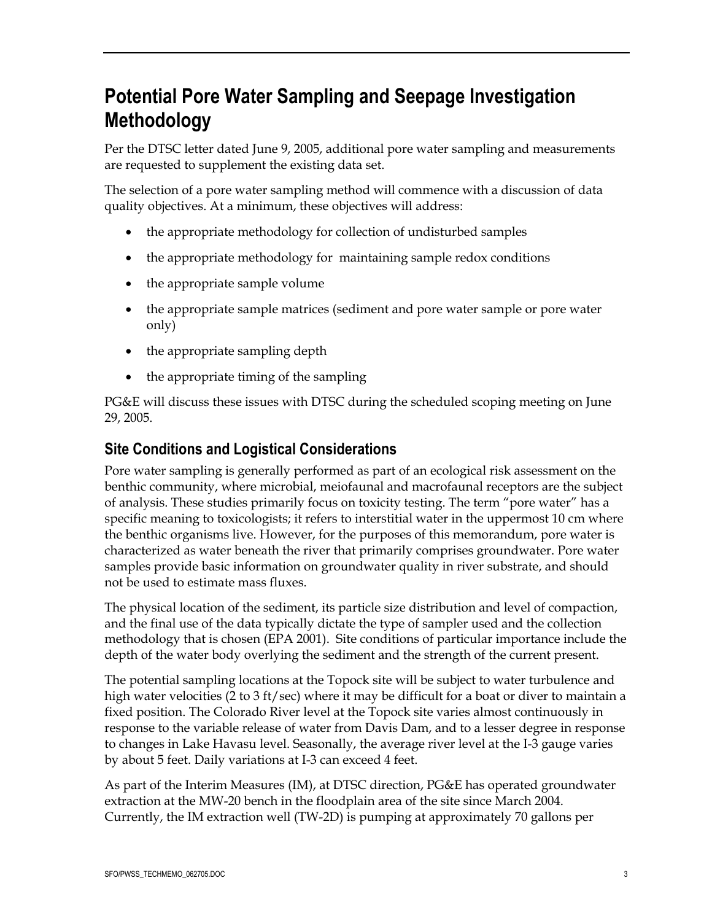# Potential Pore Water Sampling and Seepage Investigation Methodology

Per the DTSC letter dated June 9, 2005, additional pore water sampling and measurements are requested to supplement the existing data set.

The selection of a pore water sampling method will commence with a discussion of data quality objectives. At a minimum, these objectives will address:

- the appropriate methodology for collection of undisturbed samples
- the appropriate methodology for maintaining sample redox conditions
- the appropriate sample volume
- the appropriate sample matrices (sediment and pore water sample or pore water only)
- the appropriate sampling depth
- the appropriate timing of the sampling

PG&E will discuss these issues with DTSC during the scheduled scoping meeting on June 29, 2005.

## Site Conditions and Logistical Considerations

Pore water sampling is generally performed as part of an ecological risk assessment on the benthic community, where microbial, meiofaunal and macrofaunal receptors are the subject of analysis. These studies primarily focus on toxicity testing. The term "pore water" has a specific meaning to toxicologists; it refers to interstitial water in the uppermost 10 cm where the benthic organisms live. However, for the purposes of this memorandum, pore water is characterized as water beneath the river that primarily comprises groundwater. Pore water samples provide basic information on groundwater quality in river substrate, and should not be used to estimate mass fluxes.

The physical location of the sediment, its particle size distribution and level of compaction, and the final use of the data typically dictate the type of sampler used and the collection methodology that is chosen (EPA 2001). Site conditions of particular importance include the depth of the water body overlying the sediment and the strength of the current present.

The potential sampling locations at the Topock site will be subject to water turbulence and high water velocities (2 to 3 ft/sec) where it may be difficult for a boat or diver to maintain a fixed position. The Colorado River level at the Topock site varies almost continuously in response to the variable release of water from Davis Dam, and to a lesser degree in response to changes in Lake Havasu level. Seasonally, the average river level at the I-3 gauge varies by about 5 feet. Daily variations at I-3 can exceed 4 feet.

As part of the Interim Measures (IM), at DTSC direction, PG&E has operated groundwater extraction at the MW-20 bench in the floodplain area of the site since March 2004. Currently, the IM extraction well (TW-2D) is pumping at approximately 70 gallons per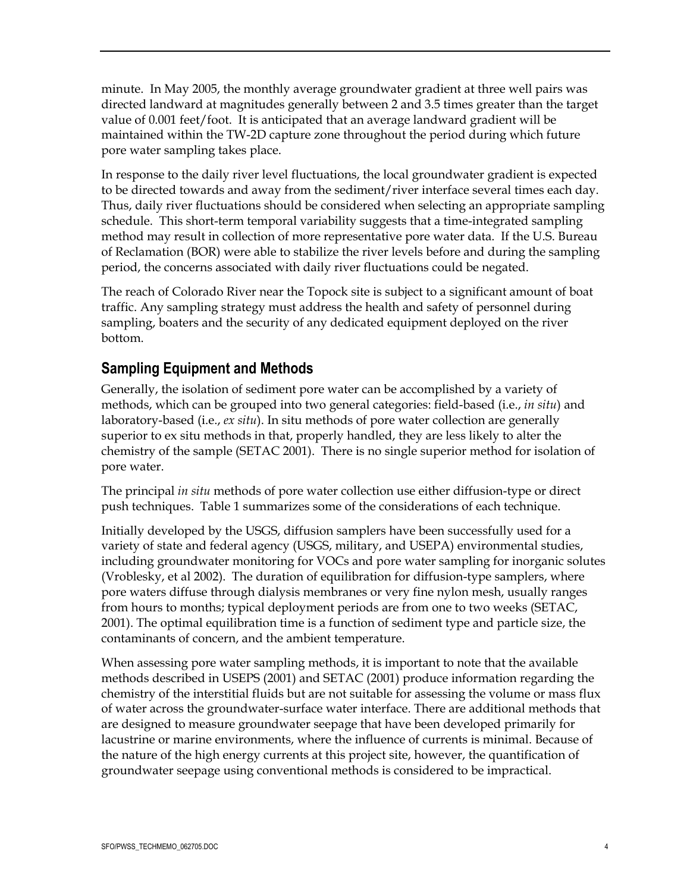minute. In May 2005, the monthly average groundwater gradient at three well pairs was directed landward at magnitudes generally between 2 and 3.5 times greater than the target value of 0.001 feet/foot. It is anticipated that an average landward gradient will be maintained within the TW-2D capture zone throughout the period during which future pore water sampling takes place.

In response to the daily river level fluctuations, the local groundwater gradient is expected to be directed towards and away from the sediment/river interface several times each day. Thus, daily river fluctuations should be considered when selecting an appropriate sampling schedule. This short-term temporal variability suggests that a time-integrated sampling method may result in collection of more representative pore water data. If the U.S. Bureau of Reclamation (BOR) were able to stabilize the river levels before and during the sampling period, the concerns associated with daily river fluctuations could be negated.

The reach of Colorado River near the Topock site is subject to a significant amount of boat traffic. Any sampling strategy must address the health and safety of personnel during sampling, boaters and the security of any dedicated equipment deployed on the river bottom.

## Sampling Equipment and Methods

Generally, the isolation of sediment pore water can be accomplished by a variety of methods, which can be grouped into two general categories: field-based (i.e., *in situ*) and laboratory-based (i.e., *ex situ*). In situ methods of pore water collection are generally superior to ex situ methods in that, properly handled, they are less likely to alter the chemistry of the sample (SETAC 2001). There is no single superior method for isolation of pore water.

The principal *in situ* methods of pore water collection use either diffusion-type or direct push techniques. Table 1 summarizes some of the considerations of each technique.

Initially developed by the USGS, diffusion samplers have been successfully used for a variety of state and federal agency (USGS, military, and USEPA) environmental studies, including groundwater monitoring for VOCs and pore water sampling for inorganic solutes (Vroblesky, et al 2002). The duration of equilibration for diffusion-type samplers, where pore waters diffuse through dialysis membranes or very fine nylon mesh, usually ranges from hours to months; typical deployment periods are from one to two weeks (SETAC, 2001). The optimal equilibration time is a function of sediment type and particle size, the contaminants of concern, and the ambient temperature.

When assessing pore water sampling methods, it is important to note that the available methods described in USEPS (2001) and SETAC (2001) produce information regarding the chemistry of the interstitial fluids but are not suitable for assessing the volume or mass flux of water across the groundwater-surface water interface. There are additional methods that are designed to measure groundwater seepage that have been developed primarily for lacustrine or marine environments, where the influence of currents is minimal. Because of the nature of the high energy currents at this project site, however, the quantification of groundwater seepage using conventional methods is considered to be impractical.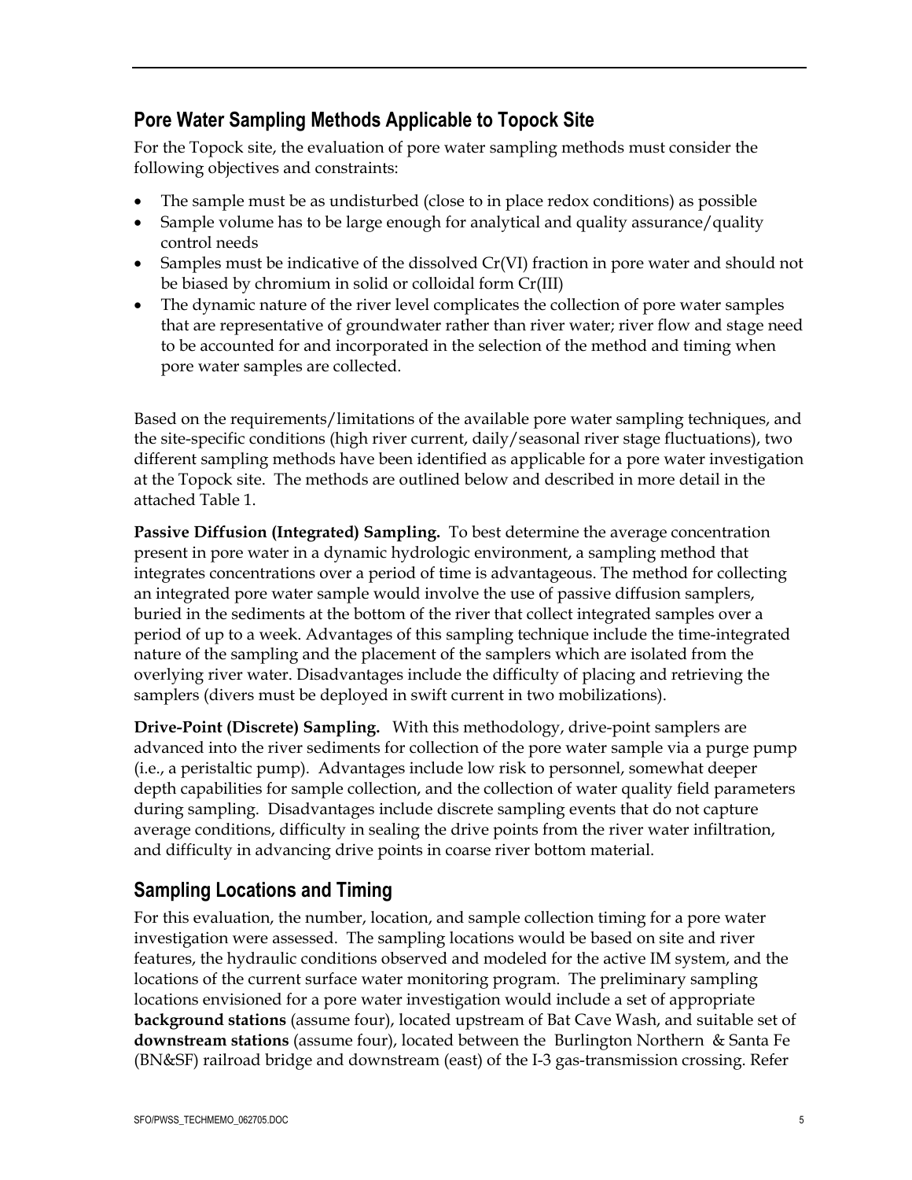## Pore Water Sampling Methods Applicable to Topock Site

For the Topock site, the evaluation of pore water sampling methods must consider the following objectives and constraints:

- The sample must be as undisturbed (close to in place redox conditions) as possible
- Sample volume has to be large enough for analytical and quality assurance/quality control needs
- Samples must be indicative of the dissolved Cr(VI) fraction in pore water and should not be biased by chromium in solid or colloidal form Cr(III)
- The dynamic nature of the river level complicates the collection of pore water samples that are representative of groundwater rather than river water; river flow and stage need to be accounted for and incorporated in the selection of the method and timing when pore water samples are collected.

Based on the requirements/limitations of the available pore water sampling techniques, and the site-specific conditions (high river current, daily/seasonal river stage fluctuations), two different sampling methods have been identified as applicable for a pore water investigation at the Topock site. The methods are outlined below and described in more detail in the attached Table 1.

**Passive Diffusion (Integrated) Sampling.** To best determine the average concentration present in pore water in a dynamic hydrologic environment, a sampling method that integrates concentrations over a period of time is advantageous. The method for collecting an integrated pore water sample would involve the use of passive diffusion samplers, buried in the sediments at the bottom of the river that collect integrated samples over a period of up to a week. Advantages of this sampling technique include the time-integrated nature of the sampling and the placement of the samplers which are isolated from the overlying river water. Disadvantages include the difficulty of placing and retrieving the samplers (divers must be deployed in swift current in two mobilizations).

**Drive-Point (Discrete) Sampling.** With this methodology, drive-point samplers are advanced into the river sediments for collection of the pore water sample via a purge pump (i.e., a peristaltic pump). Advantages include low risk to personnel, somewhat deeper depth capabilities for sample collection, and the collection of water quality field parameters during sampling. Disadvantages include discrete sampling events that do not capture average conditions, difficulty in sealing the drive points from the river water infiltration, and difficulty in advancing drive points in coarse river bottom material.

## Sampling Locations and Timing

For this evaluation, the number, location, and sample collection timing for a pore water investigation were assessed. The sampling locations would be based on site and river features, the hydraulic conditions observed and modeled for the active IM system, and the locations of the current surface water monitoring program. The preliminary sampling locations envisioned for a pore water investigation would include a set of appropriate **background stations** (assume four), located upstream of Bat Cave Wash, and suitable set of **downstream stations** (assume four), located between the Burlington Northern & Santa Fe (BN&SF) railroad bridge and downstream (east) of the I-3 gas-transmission crossing. Refer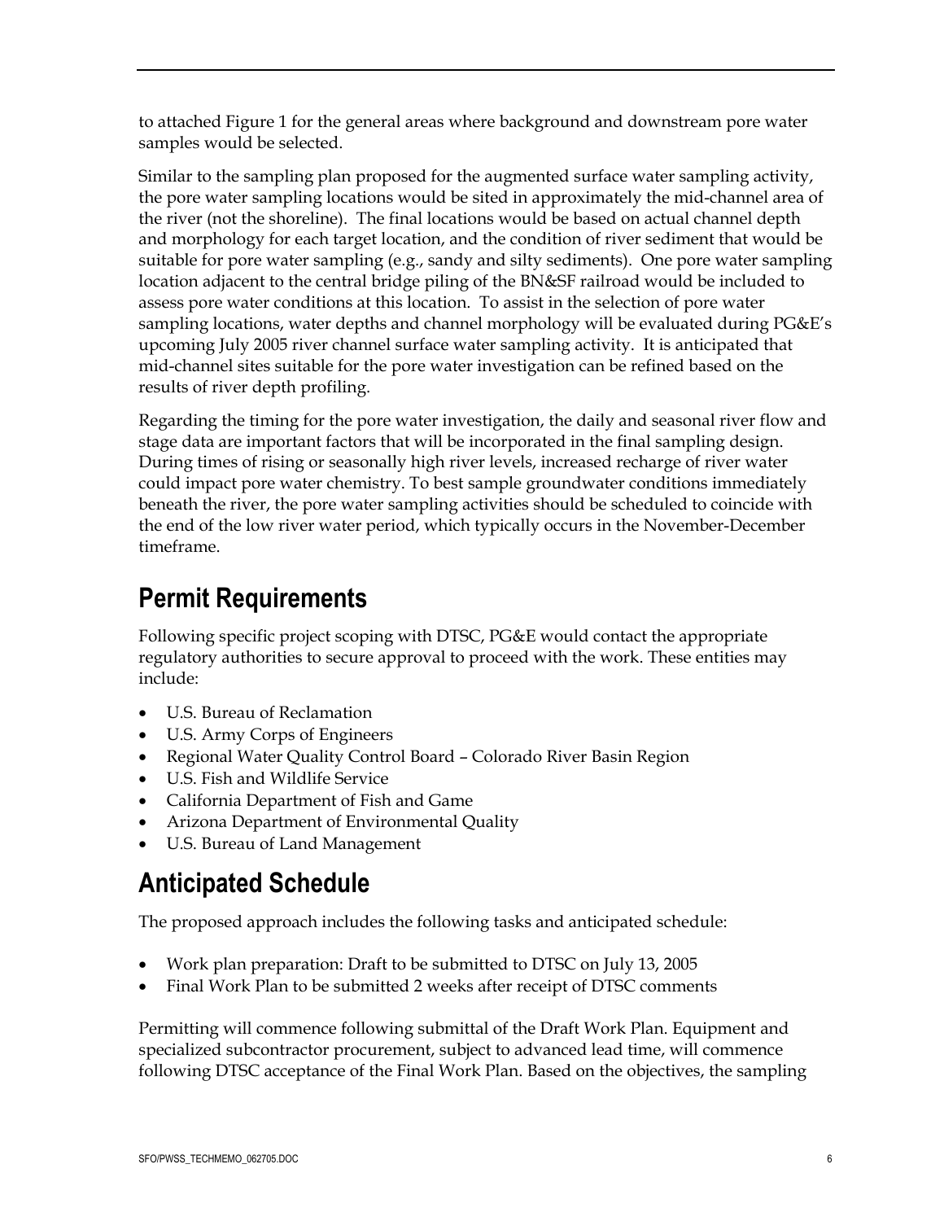to attached Figure 1 for the general areas where background and downstream pore water samples would be selected.

Similar to the sampling plan proposed for the augmented surface water sampling activity, the pore water sampling locations would be sited in approximately the mid-channel area of the river (not the shoreline). The final locations would be based on actual channel depth and morphology for each target location, and the condition of river sediment that would be suitable for pore water sampling (e.g., sandy and silty sediments). One pore water sampling location adjacent to the central bridge piling of the BN&SF railroad would be included to assess pore water conditions at this location. To assist in the selection of pore water sampling locations, water depths and channel morphology will be evaluated during PG&E's upcoming July 2005 river channel surface water sampling activity. It is anticipated that mid-channel sites suitable for the pore water investigation can be refined based on the results of river depth profiling.

Regarding the timing for the pore water investigation, the daily and seasonal river flow and stage data are important factors that will be incorporated in the final sampling design. During times of rising or seasonally high river levels, increased recharge of river water could impact pore water chemistry. To best sample groundwater conditions immediately beneath the river, the pore water sampling activities should be scheduled to coincide with the end of the low river water period, which typically occurs in the November-December timeframe.

## Permit Requirements

Following specific project scoping with DTSC, PG&E would contact the appropriate regulatory authorities to secure approval to proceed with the work. These entities may include:

- U.S. Bureau of Reclamation
- U.S. Army Corps of Engineers
- Regional Water Quality Control Board – Colorado River Basin Region
- U.S. Fish and Wildlife Service
- California Department of Fish and Game
- Arizona Department of Environmental Quality
- U.S. Bureau of Land Management

## Anticipated Schedule

The proposed approach includes the following tasks and anticipated schedule:

- Work plan preparation: Draft to be submitted to DTSC on July 13, 2005
- Final Work Plan to be submitted 2 weeks after receipt of DTSC comments

Permitting will commence following submittal of the Draft Work Plan. Equipment and specialized subcontractor procurement, subject to advanced lead time, will commence following DTSC acceptance of the Final Work Plan. Based on the objectives, the sampling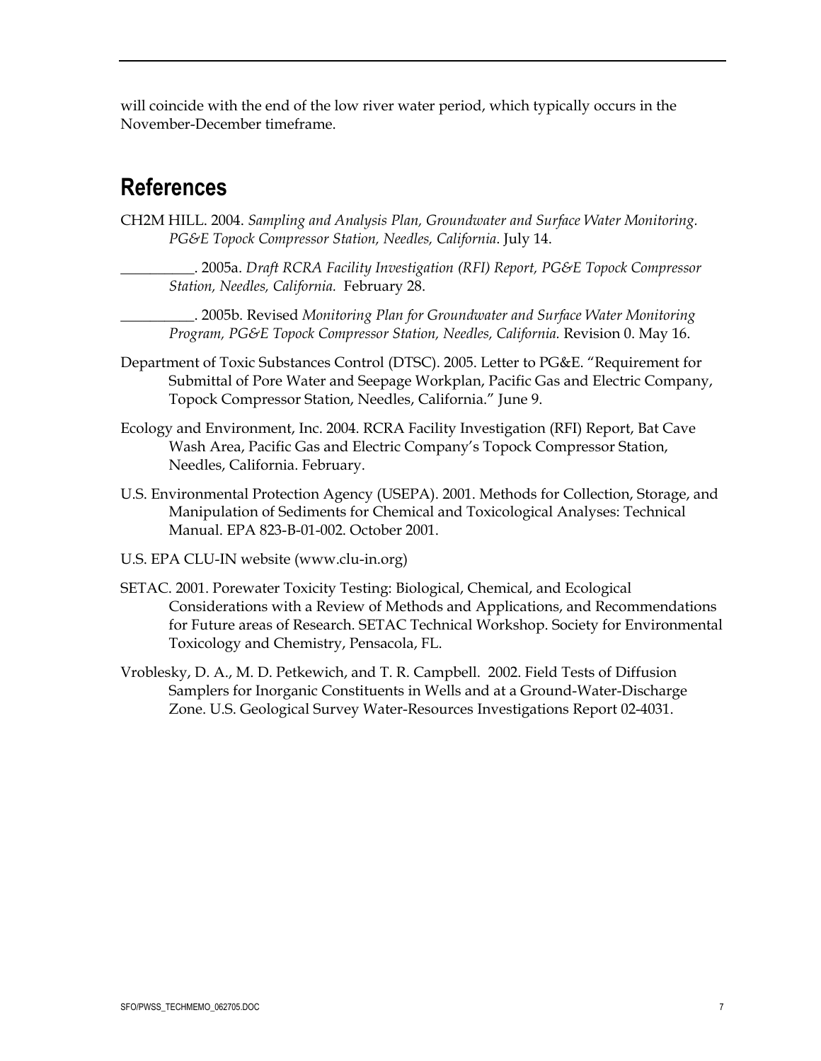will coincide with the end of the low river water period, which typically occurs in the November-December timeframe.

## References

CH2M HILL. 2004. *Sampling and Analysis Plan, Groundwater and Surface Water Monitoring. PG&E Topock Compressor Station, Needles, California*. July 14.

__________. 2005a. *Draft RCRA Facility Investigation (RFI) Report, PG&E Topock Compressor Station, Needles, California*. February 28.

__________. 2005b. Revised *Monitoring Plan for Groundwater and Surface Water Monitoring Program, PG&E Topock Compressor Station, Needles, California.* Revision 0. May 16.

Department of Toxic Substances Control (DTSC). 2005. Letter to PG&E. "Requirement for Submittal of Pore Water and Seepage Workplan, Pacific Gas and Electric Company, Topock Compressor Station, Needles, California." June 9.

Ecology and Environment, Inc. 2004. RCRA Facility Investigation (RFI) Report, Bat Cave Wash Area, Pacific Gas and Electric Company's Topock Compressor Station, Needles, California. February.

U.S. Environmental Protection Agency (USEPA). 2001. Methods for Collection, Storage, and Manipulation of Sediments for Chemical and Toxicological Analyses: Technical Manual. EPA 823-B-01-002. October 2001.

U.S. EPA CLU-IN website (www.clu-in.org)

SETAC. 2001. Porewater Toxicity Testing: Biological, Chemical, and Ecological Considerations with a Review of Methods and Applications, and Recommendations for Future areas of Research. SETAC Technical Workshop. Society for Environmental Toxicology and Chemistry, Pensacola, FL.

Vroblesky, D. A., M. D. Petkewich, and T. R. Campbell. 2002. Field Tests of Diffusion Samplers for Inorganic Constituents in Wells and at a Ground-Water-Discharge Zone. U.S. Geological Survey Water-Resources Investigations Report 02-4031.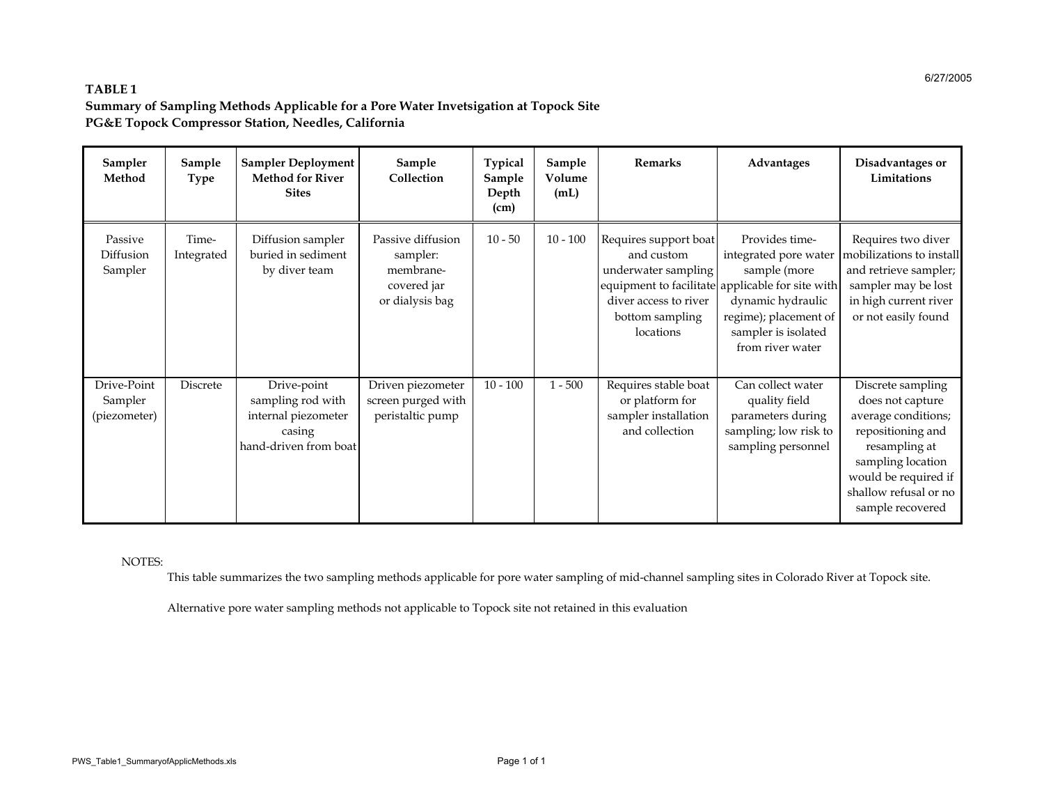**TABLE 1**
**Summary of Sampling Methods Applicable for a Pore Water Invetsigation at Topock Site**
**PG&E Topock Compressor Station, Needles, California**

| Sampler Method | Sample Type | Sampler Deployment Method for River Sites | Sample Collection | Typical Sample Depth (cm) | Sample Volume (mL) | Remarks | Advantages | Disadvantages or Limitations |
|---|---|---|---|---|---|---|---|---|
| Passive Diffusion Sampler | Time-Integrated | Diffusion sampler buried in sediment by diver team | Passive diffusion sampler: membrane-covered jar or dialysis bag | 10 - 50 | 10 - 100 | Requires support boat and custom underwater sampling equipment to facilitate diver access to river bottom sampling locations | Provides time-integrated pore water sample (more applicable for site with dynamic hydraulic regime); placement of sampler is isolated from river water | Requires two diver mobilizations to install and retrieve sampler; sampler may be lost in high current river or not easily found |
| Drive-Point Sampler (piezometer) | Discrete | Drive-point sampling rod with internal piezometer casing hand-driven from boat | Driven piezometer screen purged with peristaltic pump | 10 - 100 | 1 - 500 | Requires stable boat or platform for sampler installation and collection | Can collect water quality field parameters during sampling; low risk to sampling personnel | Discrete sampling does not capture average conditions; repositioning and resampling at sampling location would be required if shallow refusal or no sample recovered |

NOTES:

This table summarizes the two sampling methods applicable for pore water sampling of mid-channel sampling sites in Colorado River at Topock site.

Alternative pore water sampling methods not applicable to Topock site not retained in this evaluation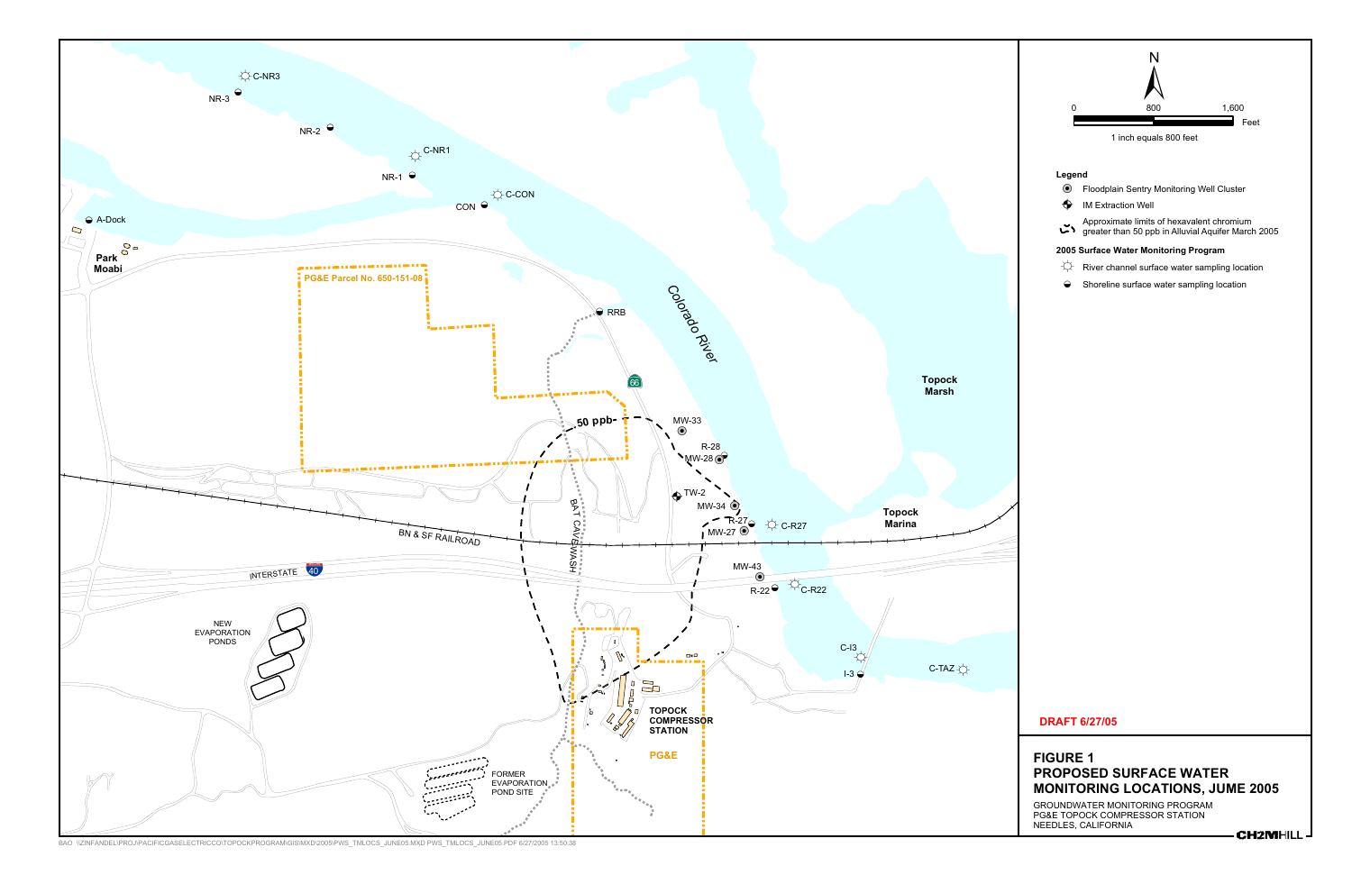C-NR3
NR-3
NR-2
C-NR1
NR-1
C-CON
CON
A-Dock
Park Moabi
PG&E Parcel No. 650-151-08
RRB
Colorado River
66
Topock Marsh
50 ppb
MW-33
R-28
MW-28
TW-2
MW-34
R-27
C-R27
MW-27
Topock Marina
BN & SF RAILROAD
BAT CAVE WASH
INTERSTATE 40
MW-43
R-22
C-R22
NEW EVAPORATION PONDS
C-I3
I-3
C-TAZ
TOPOCK COMPRESSOR STATION
PG&E
FORMER EVAPORATION POND SITE

N

0 800 1,600 Feet

1 inch equals 800 feet

**Legend**

- Floodplain Sentry Monitoring Well Cluster
- IM Extraction Well
- Approximate limits of hexavalent chromium greater than 50 ppb in Alluvial Aquifer March 2005

**2005 Surface Water Monitoring Program**

- River channel surface water sampling location
- Shoreline surface water sampling location

**DRAFT 6/27/05**

# FIGURE 1
# PROPOSED SURFACE WATER MONITORING LOCATIONS, JUME 2005

GROUNDWATER MONITORING PROGRAM
PG&E TOPOCK COMPRESSOR STATION
NEEDLES, CALIFORNIA

CH2MHILL

BAO \\ZINFANDEL\PROJ\PACIFICGASELECTRICCO\TOPOCKPROGRAM\GIS\MXD\2005\PWS_TMLOCS_JUNE05.MXD PWS_TMLOCS_JUNE05.PDF 6/27/2005 13:50:38